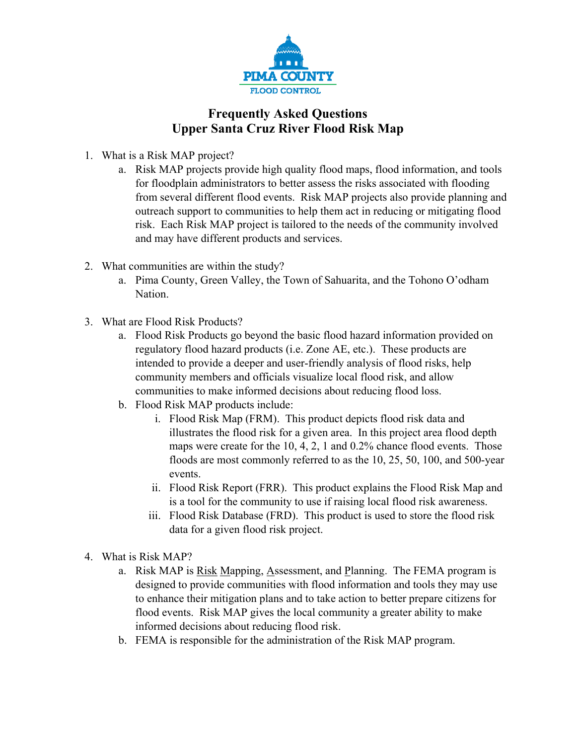PIMA COUNTY
FLOOD CONTROL

# Frequently Asked Questions
# Upper Santa Cruz River Flood Risk Map

1. What is a Risk MAP project?
    a. Risk MAP projects provide high quality flood maps, flood information, and tools for floodplain administrators to better assess the risks associated with flooding from several different flood events. Risk MAP projects also provide planning and outreach support to communities to help them act in reducing or mitigating flood risk. Each Risk MAP project is tailored to the needs of the community involved and may have different products and services.

2. What communities are within the study?
    a. Pima County, Green Valley, the Town of Sahuarita, and the Tohono O'odham Nation.

3. What are Flood Risk Products?
    a. Flood Risk Products go beyond the basic flood hazard information provided on regulatory flood hazard products (i.e. Zone AE, etc.). These products are intended to provide a deeper and user-friendly analysis of flood risks, help community members and officials visualize local flood risk, and allow communities to make informed decisions about reducing flood loss.
    b. Flood Risk MAP products include:
        i. Flood Risk Map (FRM). This product depicts flood risk data and illustrates the flood risk for a given area. In this project area flood depth maps were create for the 10, 4, 2, 1 and 0.2% chance flood events. Those floods are most commonly referred to as the 10, 25, 50, 100, and 500-year events.
        ii. Flood Risk Report (FRR). This product explains the Flood Risk Map and is a tool for the community to use if raising local flood risk awareness.
        iii. Flood Risk Database (FRD). This product is used to store the flood risk data for a given flood risk project.

4. What is Risk MAP?
    a. Risk MAP is <u>Risk</u> <u>M</u>apping, <u>A</u>ssessment, and <u>P</u>lanning. The FEMA program is designed to provide communities with flood information and tools they may use to enhance their mitigation plans and to take action to better prepare citizens for flood events. Risk MAP gives the local community a greater ability to make informed decisions about reducing flood risk.
    b. FEMA is responsible for the administration of the Risk MAP program.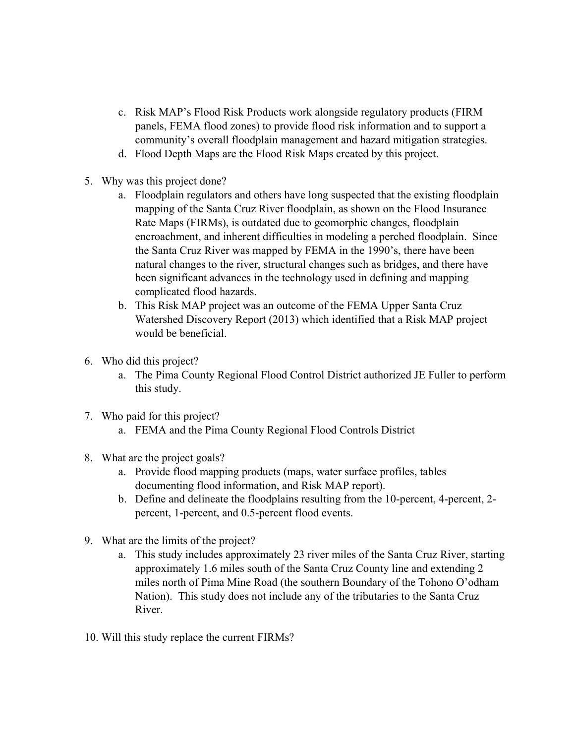c. Risk MAP's Flood Risk Products work alongside regulatory products (FIRM panels, FEMA flood zones) to provide flood risk information and to support a community's overall floodplain management and hazard mitigation strategies.

d. Flood Depth Maps are the Flood Risk Maps created by this project.

5. Why was this project done?
   a. Floodplain regulators and others have long suspected that the existing floodplain mapping of the Santa Cruz River floodplain, as shown on the Flood Insurance Rate Maps (FIRMs), is outdated due to geomorphic changes, floodplain encroachment, and inherent difficulties in modeling a perched floodplain. Since the Santa Cruz River was mapped by FEMA in the 1990's, there have been natural changes to the river, structural changes such as bridges, and there have been significant advances in the technology used in defining and mapping complicated flood hazards.
   b. This Risk MAP project was an outcome of the FEMA Upper Santa Cruz Watershed Discovery Report (2013) which identified that a Risk MAP project would be beneficial.

6. Who did this project?
   a. The Pima County Regional Flood Control District authorized JE Fuller to perform this study.

7. Who paid for this project?
   a. FEMA and the Pima County Regional Flood Controls District

8. What are the project goals?
   a. Provide flood mapping products (maps, water surface profiles, tables documenting flood information, and Risk MAP report).
   b. Define and delineate the floodplains resulting from the 10-percent, 4-percent, 2-percent, 1-percent, and 0.5-percent flood events.

9. What are the limits of the project?
   a. This study includes approximately 23 river miles of the Santa Cruz River, starting approximately 1.6 miles south of the Santa Cruz County line and extending 2 miles north of Pima Mine Road (the southern Boundary of the Tohono O'odham Nation). This study does not include any of the tributaries to the Santa Cruz River.

10. Will this study replace the current FIRMs?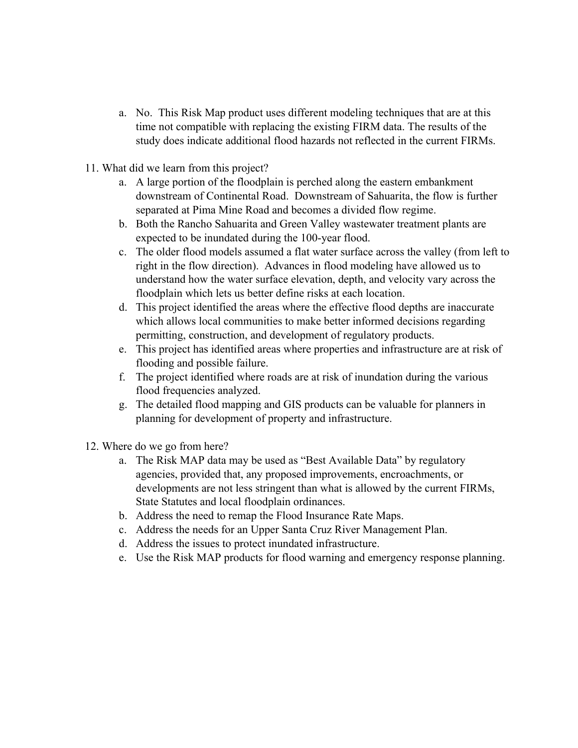a. No. This Risk Map product uses different modeling techniques that are at this time not compatible with replacing the existing FIRM data. The results of the study does indicate additional flood hazards not reflected in the current FIRMs.

11. What did we learn from this project?
    a. A large portion of the floodplain is perched along the eastern embankment downstream of Continental Road. Downstream of Sahuarita, the flow is further separated at Pima Mine Road and becomes a divided flow regime.
    b. Both the Rancho Sahuarita and Green Valley wastewater treatment plants are expected to be inundated during the 100-year flood.
    c. The older flood models assumed a flat water surface across the valley (from left to right in the flow direction). Advances in flood modeling have allowed us to understand how the water surface elevation, depth, and velocity vary across the floodplain which lets us better define risks at each location.
    d. This project identified the areas where the effective flood depths are inaccurate which allows local communities to make better informed decisions regarding permitting, construction, and development of regulatory products.
    e. This project has identified areas where properties and infrastructure are at risk of flooding and possible failure.
    f. The project identified where roads are at risk of inundation during the various flood frequencies analyzed.
    g. The detailed flood mapping and GIS products can be valuable for planners in planning for development of property and infrastructure.

12. Where do we go from here?
    a. The Risk MAP data may be used as "Best Available Data" by regulatory agencies, provided that, any proposed improvements, encroachments, or developments are not less stringent than what is allowed by the current FIRMs, State Statutes and local floodplain ordinances.
    b. Address the need to remap the Flood Insurance Rate Maps.
    c. Address the needs for an Upper Santa Cruz River Management Plan.
    d. Address the issues to protect inundated infrastructure.
    e. Use the Risk MAP products for flood warning and emergency response planning.